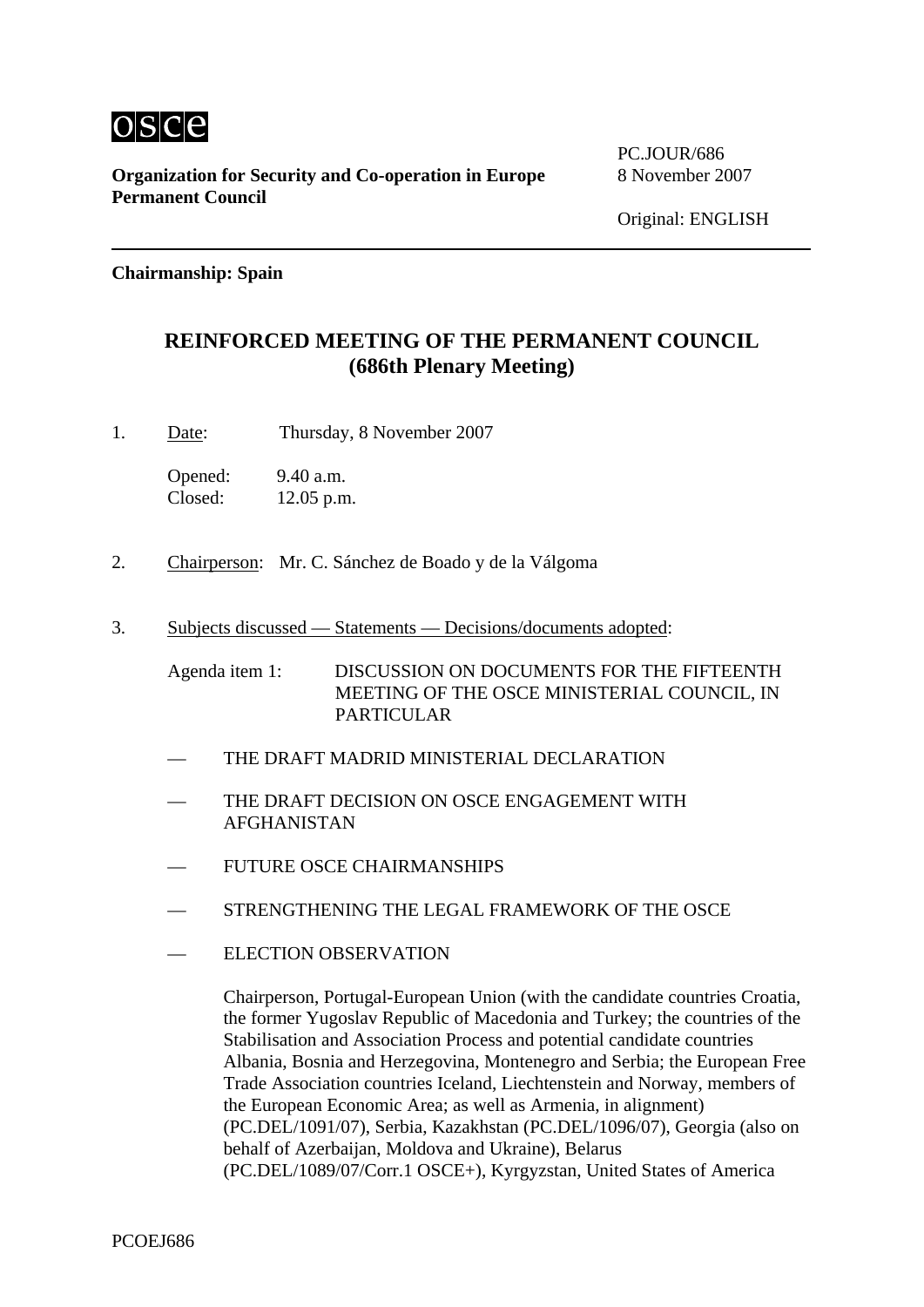osce

**Organization for Security and Co-operation in Europe**
**Permanent Council**

PC.JOUR/686
8 November 2007

Original: ENGLISH

---

**Chairmanship: Spain**

# REINFORCED MEETING OF THE PERMANENT COUNCIL
## (686th Plenary Meeting)

1. Date: Thursday, 8 November 2007

   Opened: 9.40 a.m.
   Closed: 12.05 p.m.

2. Chairperson: Mr. C. Sánchez de Boado y de la Válgoma

3. Subjects discussed — Statements — Decisions/documents adopted:

   Agenda item 1: DISCUSSION ON DOCUMENTS FOR THE FIFTEENTH MEETING OF THE OSCE MINISTERIAL COUNCIL, IN PARTICULAR

   — THE DRAFT MADRID MINISTERIAL DECLARATION

   — THE DRAFT DECISION ON OSCE ENGAGEMENT WITH AFGHANISTAN

   — FUTURE OSCE CHAIRMANSHIPS

   — STRENGTHENING THE LEGAL FRAMEWORK OF THE OSCE

   — ELECTION OBSERVATION

   Chairperson, Portugal-European Union (with the candidate countries Croatia, the former Yugoslav Republic of Macedonia and Turkey; the countries of the Stabilisation and Association Process and potential candidate countries Albania, Bosnia and Herzegovina, Montenegro and Serbia; the European Free Trade Association countries Iceland, Liechtenstein and Norway, members of the European Economic Area; as well as Armenia, in alignment) (PC.DEL/1091/07), Serbia, Kazakhstan (PC.DEL/1096/07), Georgia (also on behalf of Azerbaijan, Moldova and Ukraine), Belarus (PC.DEL/1089/07/Corr.1 OSCE+), Kyrgyzstan, United States of America

PCOEJ686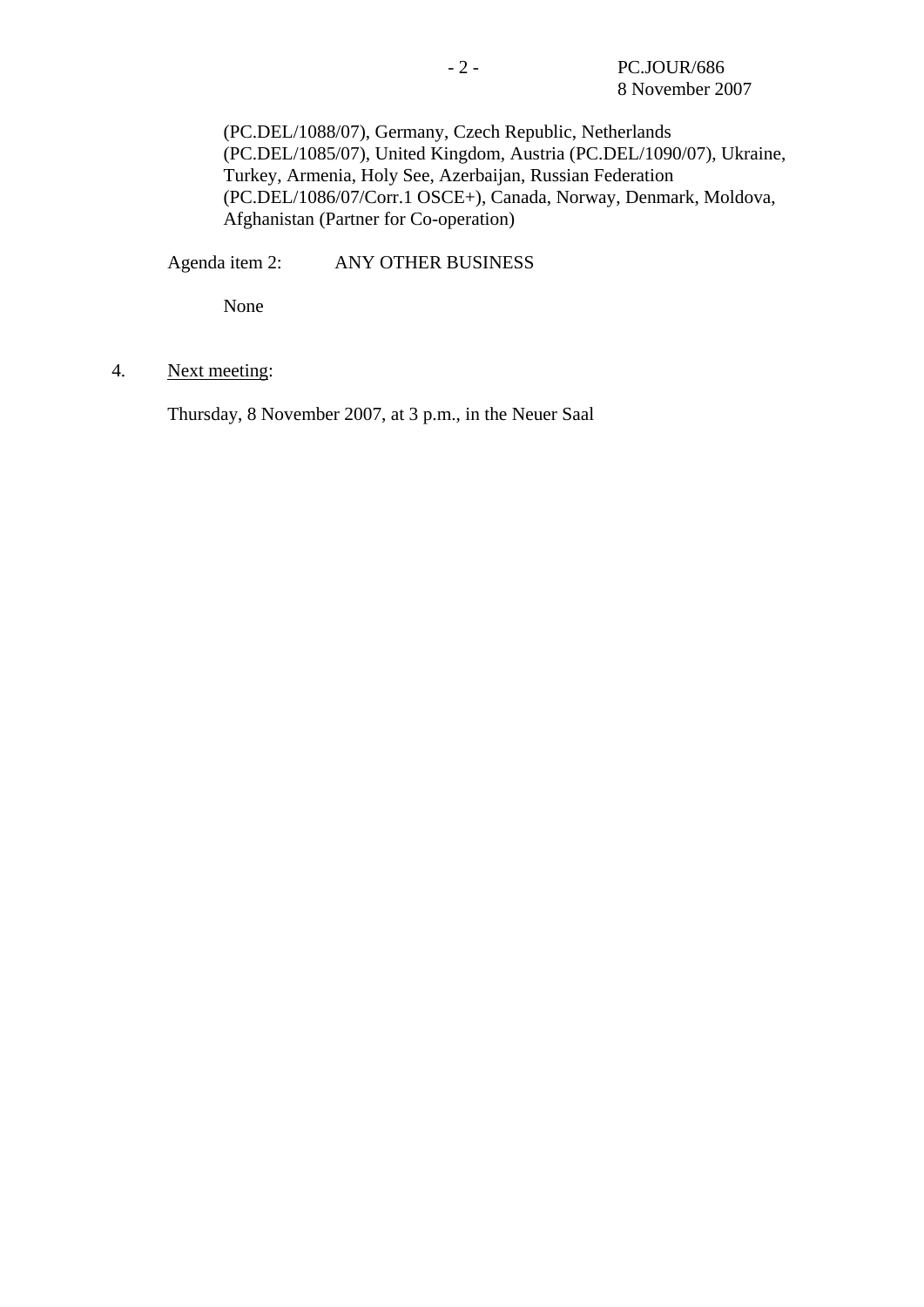(PC.DEL/1088/07), Germany, Czech Republic, Netherlands (PC.DEL/1085/07), United Kingdom, Austria (PC.DEL/1090/07), Ukraine, Turkey, Armenia, Holy See, Azerbaijan, Russian Federation (PC.DEL/1086/07/Corr.1 OSCE+), Canada, Norway, Denmark, Moldova, Afghanistan (Partner for Co-operation)

Agenda item 2: ANY OTHER BUSINESS

None

4. Next meeting:

Thursday, 8 November 2007, at 3 p.m., in the Neuer Saal